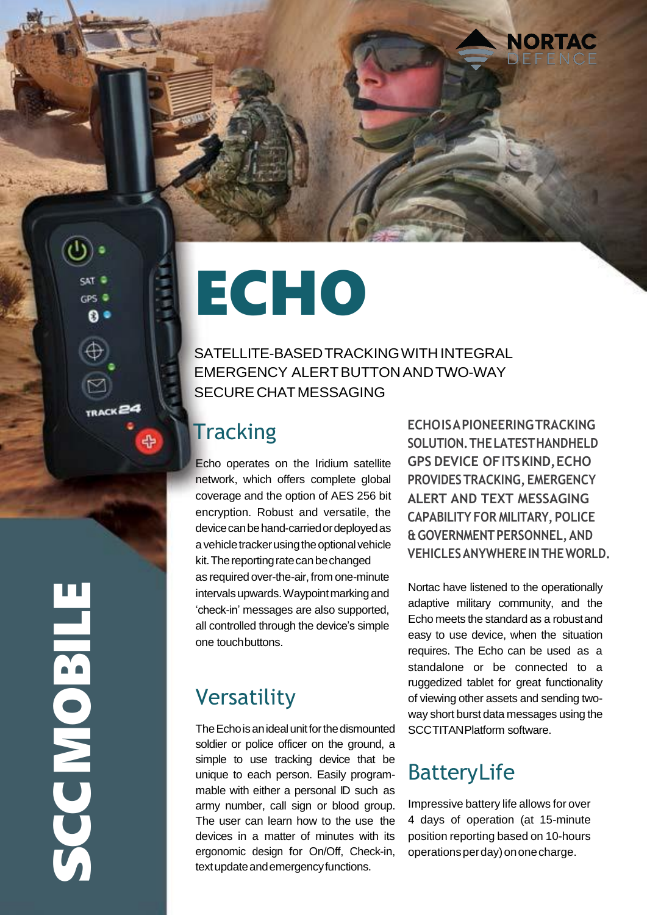NORTAC DEFENCE

# ECHO

SATELLITE-BASED TRACKING WITH INTEGRAL EMERGENCY ALERT BUTTON AND TWO-WAY SECURE CHAT MESSAGING

## Tracking

Echo operates on the Iridium satellite network, which offers complete global coverage and the option of AES 256 bit encryption. Robust and versatile, the device can be hand-carried or deployed as a vehicle tracker using the optional vehicle kit. The reporting rate can be changed as required over-the-air, from one-minute intervals upwards. Waypoint marking and 'check-in' messages are also supported, all controlled through the device's simple one touch buttons.

## Versatility

The Echo is an ideal unit for the dismounted soldier or police officer on the ground, a simple to use tracking device that be unique to each person. Easily programmable with either a personal ID such as army number, call sign or blood group. The user can learn how to the use the devices in a matter of minutes with its ergonomic design for On/Off, Check-in, text update and emergency functions.

**ECHO IS A PIONEERING TRACKING SOLUTION. THE LATEST HANDHELD GPS DEVICE OF ITS KIND, ECHO PROVIDES TRACKING, EMERGENCY ALERT AND TEXT MESSAGING CAPABILITY FOR MILITARY, POLICE & GOVERNMENT PERSONNEL, AND VEHICLES ANYWHERE IN THE WORLD.**

Nortac have listened to the operationally adaptive military community, and the Echo meets the standard as a robust and easy to use device, when the situation requires. The Echo can be used as a standalone or be connected to a ruggedized tablet for great functionality of viewing other assets and sending two-way short burst data messages using the SCC TITAN Platform software.

## Battery Life

Impressive battery life allows for over 4 days of operation (at 15-minute position reporting based on 10-hours operations per day) on one charge.

SCC MOBILE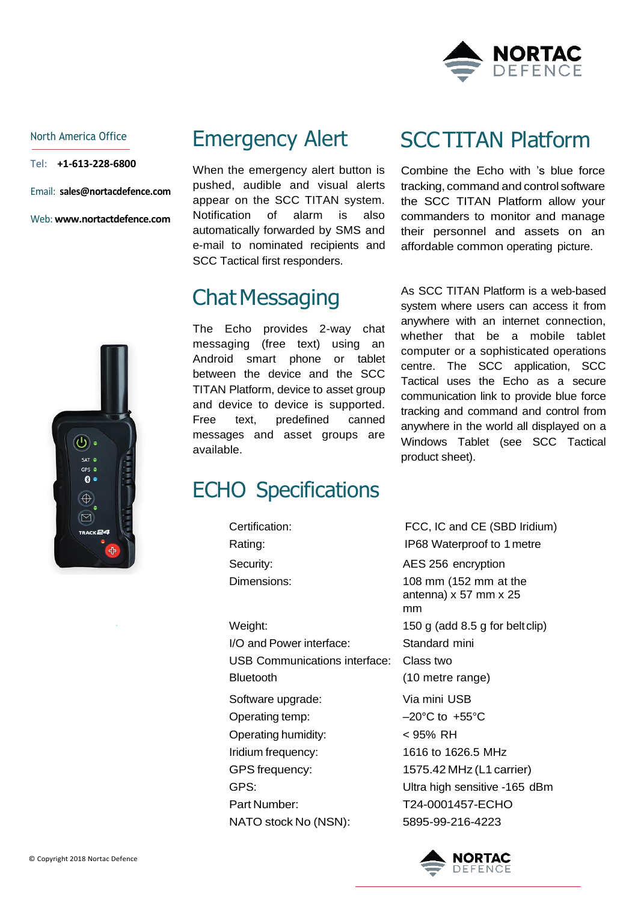North America Office

Tel: **+1-613-228-6800**

Email: **sales@nortacdefence.com**

Web: **www.nortactdefence.com**

## Emergency Alert

When the emergency alert button is pushed, audible and visual alerts appear on the SCC TITAN system. Notification of alarm is also automatically forwarded by SMS and e-mail to nominated recipients and SCC Tactical first responders.

## Chat Messaging

The Echo provides 2-way chat messaging (free text) using an Android smart phone or tablet between the device and the SCC TITAN Platform, device to asset group and device to device is supported. Free text, predefined canned messages and asset groups are available.

## SCC TITAN Platform

Combine the Echo with 's blue force tracking, command and control software the SCC TITAN Platform allow your commanders to monitor and manage their personnel and assets on an affordable common operating picture.

As SCC TITAN Platform is a web-based system where users can access it from anywhere with an internet connection, whether that be a mobile tablet computer or a sophisticated operations centre. The SCC application, SCC Tactical uses the Echo as a secure communication link to provide blue force tracking and command and control from anywhere in the world all displayed on a Windows Tablet (see SCC Tactical product sheet).

## ECHO Specifications

| | |
|---|---|
| Certification: | FCC, IC and CE (SBD Iridium) |
| Rating: | IP68 Waterproof to 1 metre |
| Security: | AES 256 encryption |
| Dimensions: | 108 mm (152 mm at the antenna) x 57 mm x 25 mm |
| Weight: | 150 g (add 8.5 g for belt clip) |
| I/O and Power interface: | Standard mini |
| USB Communications interface: | Class two |
| Bluetooth | (10 metre range) |
| Software upgrade: | Via mini USB |
| Operating temp: | –20°C to +55°C |
| Operating humidity: | < 95% RH |
| Iridium frequency: | 1616 to 1626.5 MHz |
| GPS frequency: | 1575.42 MHz (L1 carrier) |
| GPS: | Ultra high sensitive -165 dBm |
| Part Number: | T24-0001457-ECHO |
| NATO stock No (NSN): | 5895-99-216-4223 |

© Copyright 2018 Nortac Defence